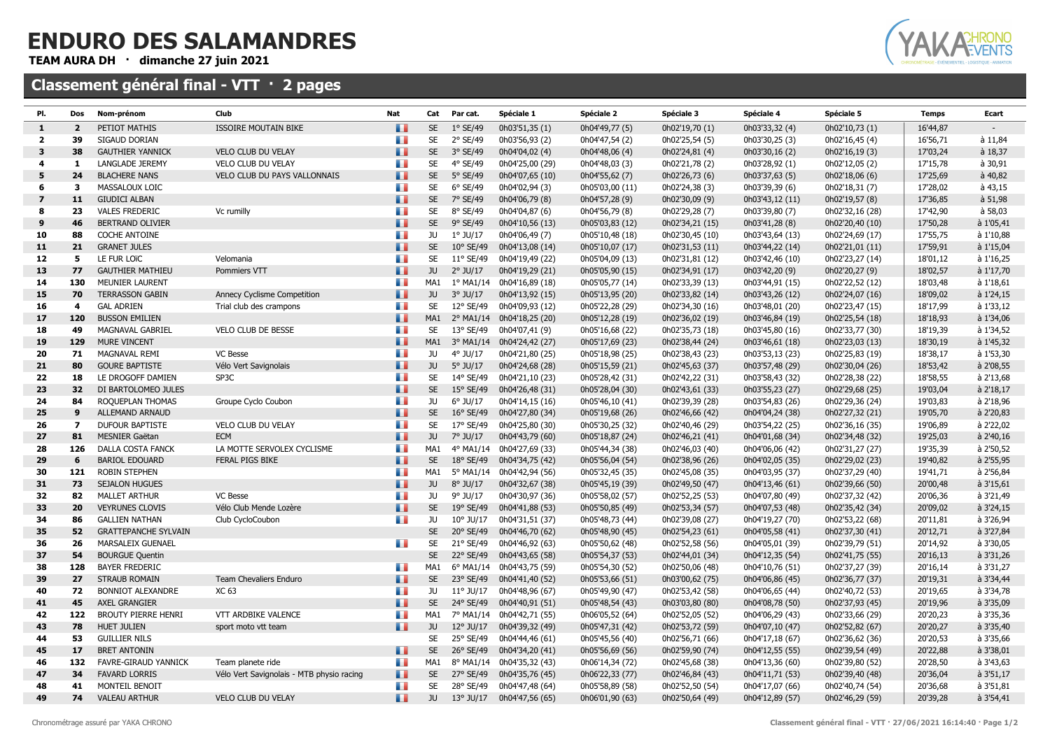# ENDURO DES SALAMANDRES

**TEAM AURA DH · dimanche 27 juin 2021**

## Classement général final - VTT · 2 pages

| Pl. | Dos | Nom-prénom | Club | Nat | Cat | Par cat. | Spéciale 1 | Spéciale 2 | Spéciale 3 | Spéciale 4 | Spéciale 5 | Temps | Ecart |
|---|---|---|---|---|---|---|---|---|---|---|---|---|---|
| 1 | 2 | PETIOT MATHIS | ISSOIRE MOUTAIN BIKE | | SE | 1° SE/49 | 0h03'51,35 (1) | 0h04'49,77 (5) | 0h02'19,70 (1) | 0h03'33,32 (4) | 0h02'10,73 (1) | 16'44,87 | - |
| 2 | 39 | SIGAUD DORIAN | | | SE | 2° SE/49 | 0h03'56,93 (2) | 0h04'47,54 (2) | 0h02'25,54 (5) | 0h03'30,25 (3) | 0h02'16,45 (4) | 16'56,71 | à 11,84 |
| 3 | 38 | GAUTHIER YANNICK | VELO CLUB DU VELAY | | SE | 3° SE/49 | 0h04'04,02 (4) | 0h04'48,06 (4) | 0h02'24,81 (4) | 0h03'30,16 (2) | 0h02'16,19 (3) | 17'03,24 | à 18,37 |
| 4 | 1 | LANGLADE JEREMY | VELO CLUB DU VELAY | | SE | 4° SE/49 | 0h04'25,00 (29) | 0h04'48,03 (3) | 0h02'21,78 (2) | 0h03'28,92 (1) | 0h02'12,05 (2) | 17'15,78 | à 30,91 |
| 5 | 24 | BLACHERE NANS | VELO CLUB DU PAYS VALLONNAIS | | SE | 5° SE/49 | 0h04'07,65 (10) | 0h04'55,62 (7) | 0h02'26,73 (6) | 0h03'37,63 (5) | 0h02'18,06 (6) | 17'25,69 | à 40,82 |
| 6 | 3 | MASSALOUX LOIC | | | SE | 6° SE/49 | 0h04'02,94 (3) | 0h05'03,00 (11) | 0h02'24,38 (3) | 0h03'39,39 (6) | 0h02'18,31 (7) | 17'28,02 | à 43,15 |
| 7 | 11 | GIUDICI ALBAN | | | SE | 7° SE/49 | 0h04'06,79 (8) | 0h04'57,28 (9) | 0h02'30,09 (9) | 0h03'43,12 (11) | 0h02'19,57 (8) | 17'36,85 | à 51,98 |
| 8 | 23 | VALES FREDERIC | Vc rumilly | | SE | 8° SE/49 | 0h04'04,87 (6) | 0h04'56,79 (8) | 0h02'29,28 (7) | 0h03'39,80 (7) | 0h02'32,16 (28) | 17'42,90 | à 58,03 |
| 9 | 46 | BERTRAND OLIVIER | | | SE | 9° SE/49 | 0h04'10,56 (13) | 0h05'03,83 (12) | 0h02'34,21 (15) | 0h03'41,28 (8) | 0h02'20,40 (10) | 17'50,28 | à 1'05,41 |
| 10 | 88 | COCHE ANTOINE | | | JU | 1° JU/17 | 0h04'06,49 (7) | 0h05'10,48 (18) | 0h02'30,45 (10) | 0h03'43,64 (13) | 0h02'24,69 (17) | 17'55,75 | à 1'10,88 |
| 11 | 21 | GRANET JULES | | | SE | 10° SE/49 | 0h04'13,08 (14) | 0h05'10,07 (17) | 0h02'31,53 (11) | 0h03'44,22 (14) | 0h02'21,01 (11) | 17'59,91 | à 1'15,04 |
| 12 | 5 | LE FUR LOïC | Velomania | | SE | 11° SE/49 | 0h04'19,49 (22) | 0h05'04,09 (13) | 0h02'31,81 (12) | 0h03'42,46 (10) | 0h02'23,27 (14) | 18'01,12 | à 1'16,25 |
| 13 | 77 | GAUTHIER MATHIEU | Pommiers VTT | | JU | 2° JU/17 | 0h04'19,29 (21) | 0h05'05,90 (15) | 0h02'34,91 (17) | 0h03'42,20 (9) | 0h02'20,27 (9) | 18'02,57 | à 1'17,70 |
| 14 | 130 | MEUNIER LAURENT | | | MA1 | 1° MA1/14 | 0h04'16,89 (18) | 0h05'05,77 (14) | 0h02'33,39 (13) | 0h03'44,91 (15) | 0h02'22,52 (12) | 18'03,48 | à 1'18,61 |
| 15 | 70 | TERRASSON GABIN | Annecy Cyclisme Competition | | JU | 3° JU/17 | 0h04'13,92 (15) | 0h05'13,95 (20) | 0h02'33,82 (14) | 0h03'43,26 (12) | 0h02'24,07 (16) | 18'09,02 | à 1'24,15 |
| 16 | 4 | GAL ADRIEN | Trial club des crampons | | SE | 12° SE/49 | 0h04'09,93 (12) | 0h05'22,28 (29) | 0h02'34,30 (16) | 0h03'48,01 (20) | 0h02'23,47 (15) | 18'17,99 | à 1'33,12 |
| 17 | 120 | BUSSON EMILIEN | | | MA1 | 2° MA1/14 | 0h04'18,25 (20) | 0h05'12,89 (19) | 0h02'36,02 (19) | 0h03'46,84 (19) | 0h02'25,54 (18) | 18'18,93 | à 1'34,06 |
| 18 | 49 | MAGNAVAL GABRIEL | VELO CLUB DE BESSE | | SE | 13° SE/49 | 0h04'07,41 (9) | 0h05'16,68 (22) | 0h02'35,73 (18) | 0h03'45,80 (16) | 0h02'33,77 (30) | 18'19,39 | à 1'34,52 |
| 19 | 129 | MURE VINCENT | | | MA1 | 3° MA1/14 | 0h04'24,42 (27) | 0h05'17,69 (23) | 0h02'38,44 (24) | 0h03'46,61 (18) | 0h02'23,03 (13) | 18'30,19 | à 1'45,32 |
| 20 | 71 | MAGNAVAL REMI | VC Besse | | JU | 4° JU/17 | 0h04'21,80 (25) | 0h05'18,98 (25) | 0h02'38,43 (23) | 0h03'53,13 (23) | 0h02'25,83 (19) | 18'38,17 | à 1'53,30 |
| 21 | 80 | GOURE BAPTISTE | Vélo Vert Savignolais | | JU | 5° JU/17 | 0h04'24,68 (28) | 0h05'15,59 (21) | 0h02'45,63 (37) | 0h03'57,48 (29) | 0h02'30,04 (26) | 18'53,42 | à 2'08,55 |
| 22 | 18 | LE DROGOFF DAMIEN | SP3C | | SE | 14° SE/49 | 0h04'21,10 (23) | 0h05'28,42 (31) | 0h02'42,22 (31) | 0h03'58,43 (32) | 0h02'28,38 (22) | 18'58,55 | à 2'13,68 |
| 23 | 32 | DI BARTOLOMEO JULES | | | SE | 15° SE/49 | 0h04'26,48 (31) | 0h05'28,04 (30) | 0h02'43,61 (33) | 0h03'55,23 (27) | 0h02'29,68 (25) | 19'03,04 | à 2'18,17 |
| 24 | 84 | ROQUEPLAN THOMAS | Groupe Cyclo Coubon | | JU | 6° JU/17 | 0h04'14,15 (16) | 0h05'46,10 (41) | 0h02'39,39 (28) | 0h03'54,83 (26) | 0h02'29,36 (24) | 19'03,83 | à 2'18,96 |
| 25 | 9 | ALLEMAND ARNAUD | | | SE | 16° SE/49 | 0h04'27,80 (34) | 0h05'19,68 (26) | 0h02'46,66 (42) | 0h04'04,24 (38) | 0h02'27,32 (21) | 19'05,70 | à 2'20,83 |
| 26 | 7 | DUFOUR BAPTISTE | VELO CLUB DU VELAY | | SE | 17° SE/49 | 0h04'25,80 (30) | 0h05'30,25 (32) | 0h02'40,46 (29) | 0h03'54,22 (25) | 0h02'36,16 (35) | 19'06,89 | à 2'22,02 |
| 27 | 81 | MESNIER Gaëtan | ECM | | JU | 7° JU/17 | 0h04'43,79 (60) | 0h05'18,87 (24) | 0h02'46,21 (41) | 0h04'01,68 (34) | 0h02'34,48 (32) | 19'25,03 | à 2'40,16 |
| 28 | 126 | DALLA COSTA FANCK | LA MOTTE SERVOLEX CYCLISME | | MA1 | 4° MA1/14 | 0h04'27,69 (33) | 0h05'44,34 (38) | 0h02'46,03 (40) | 0h04'06,06 (42) | 0h02'31,27 (27) | 19'35,39 | à 2'50,52 |
| 29 | 6 | BARIOL EDOUARD | FERAL PIGS BIKE | | SE | 18° SE/49 | 0h04'34,75 (42) | 0h05'56,04 (54) | 0h02'38,96 (26) | 0h04'02,05 (35) | 0h02'29,02 (23) | 19'40,82 | à 2'55,95 |
| 30 | 121 | ROBIN STEPHEN | | | MA1 | 5° MA1/14 | 0h04'42,94 (56) | 0h05'32,45 (35) | 0h02'45,08 (35) | 0h04'03,95 (37) | 0h02'37,29 (40) | 19'41,71 | à 2'56,84 |
| 31 | 73 | SEJALON HUGUES | | | JU | 8° JU/17 | 0h04'32,67 (38) | 0h05'45,19 (39) | 0h02'49,50 (47) | 0h04'13,46 (61) | 0h02'39,66 (50) | 20'00,48 | à 3'15,61 |
| 32 | 82 | MALLET ARTHUR | VC Besse | | JU | 9° JU/17 | 0h04'30,97 (36) | 0h05'58,02 (57) | 0h02'52,25 (53) | 0h04'07,80 (49) | 0h02'37,32 (42) | 20'06,36 | à 3'21,49 |
| 33 | 20 | VEYRUNES CLOVIS | Vélo Club Mende Lozère | | SE | 19° SE/49 | 0h04'41,88 (53) | 0h05'50,85 (49) | 0h02'53,34 (57) | 0h04'07,53 (48) | 0h02'35,42 (34) | 20'09,02 | à 3'24,15 |
| 34 | 86 | GALLIEN NATHAN | Club CycloCoubon | | JU | 10° JU/17 | 0h04'31,51 (37) | 0h05'48,73 (44) | 0h02'39,08 (27) | 0h04'19,27 (70) | 0h02'53,22 (68) | 20'11,81 | à 3'26,94 |
| 35 | 52 | GRATTEPANCHE SYLVAIN | | | SE | 20° SE/49 | 0h04'46,70 (62) | 0h05'48,90 (45) | 0h02'54,23 (61) | 0h04'05,58 (41) | 0h02'37,30 (41) | 20'12,71 | à 3'27,84 |
| 36 | 26 | MARSALEIX GUENAEL | | | SE | 21° SE/49 | 0h04'46,92 (63) | 0h05'50,62 (48) | 0h02'52,58 (56) | 0h04'05,01 (39) | 0h02'39,79 (51) | 20'14,92 | à 3'30,05 |
| 37 | 54 | BOURGUE Quentin | | | SE | 22° SE/49 | 0h04'43,65 (58) | 0h05'54,37 (53) | 0h02'44,01 (34) | 0h04'12,35 (54) | 0h02'41,75 (55) | 20'16,13 | à 3'31,26 |
| 38 | 128 | BAYER FREDERIC | | | MA1 | 6° MA1/14 | 0h04'43,75 (59) | 0h05'54,30 (52) | 0h02'50,06 (48) | 0h04'10,76 (51) | 0h02'37,27 (39) | 20'16,14 | à 3'31,27 |
| 39 | 27 | STRAUB ROMAIN | Team Chevaliers Enduro | | SE | 23° SE/49 | 0h04'41,40 (52) | 0h05'53,66 (51) | 0h03'00,62 (75) | 0h04'06,86 (45) | 0h02'36,77 (37) | 20'19,31 | à 3'34,44 |
| 40 | 72 | BONNIOT ALEXANDRE | XC 63 | | JU | 11° JU/17 | 0h04'48,96 (67) | 0h05'49,90 (47) | 0h02'53,42 (58) | 0h04'06,65 (44) | 0h02'40,72 (53) | 20'19,65 | à 3'34,78 |
| 41 | 45 | AXEL GRANGIER | | | SE | 24° SE/49 | 0h04'40,91 (51) | 0h05'48,54 (43) | 0h03'03,80 (80) | 0h04'08,78 (50) | 0h02'37,93 (45) | 20'19,96 | à 3'35,09 |
| 42 | 122 | BROUTY PIERRE HENRI | VTT ARDBIKE VALENCE | | MA1 | 7° MA1/14 | 0h04'42,71 (55) | 0h06'05,52 (64) | 0h02'52,05 (52) | 0h04'06,29 (43) | 0h02'33,66 (29) | 20'20,23 | à 3'35,36 |
| 43 | 78 | HUET JULIEN | sport moto vtt team | | JU | 12° JU/17 | 0h04'39,32 (49) | 0h05'47,31 (42) | 0h02'53,72 (59) | 0h04'07,10 (47) | 0h02'52,82 (67) | 20'20,27 | à 3'35,40 |
| 44 | 53 | GUILLIER NILS | | | SE | 25° SE/49 | 0h04'44,46 (61) | 0h05'45,56 (40) | 0h02'56,71 (66) | 0h04'17,18 (67) | 0h02'36,62 (36) | 20'20,53 | à 3'35,66 |
| 45 | 17 | BRET ANTONIN | | | SE | 26° SE/49 | 0h04'34,20 (41) | 0h05'56,69 (56) | 0h02'59,90 (74) | 0h04'12,55 (55) | 0h02'39,54 (49) | 20'22,88 | à 3'38,01 |
| 46 | 132 | FAVRE-GIRAUD YANNICK | Team planete ride | | MA1 | 8° MA1/14 | 0h04'35,32 (43) | 0h06'14,34 (72) | 0h02'45,68 (38) | 0h04'13,36 (60) | 0h02'39,80 (52) | 20'28,50 | à 3'43,63 |
| 47 | 34 | FAVARD LORRIS | Vélo Vert Savignolais - MTB physio racing | | SE | 27° SE/49 | 0h04'35,76 (45) | 0h06'22,33 (77) | 0h02'46,84 (43) | 0h04'11,71 (53) | 0h02'39,40 (48) | 20'36,04 | à 3'51,17 |
| 48 | 41 | MONTEIL BENOIT | | | SE | 28° SE/49 | 0h04'47,48 (64) | 0h05'58,89 (58) | 0h02'52,50 (54) | 0h04'17,07 (66) | 0h02'40,74 (54) | 20'36,68 | à 3'51,81 |
| 49 | 74 | VALEAU ARTHUR | VELO CLUB DU VELAY | | JU | 13° JU/17 | 0h04'47,56 (65) | 0h06'01,90 (63) | 0h02'50,64 (49) | 0h04'12,89 (57) | 0h02'46,29 (59) | 20'39,28 | à 3'54,41 |

Chronométrage assuré par YAKA CHRONO

Classement général final - VTT · 27/06/2021 16:14:40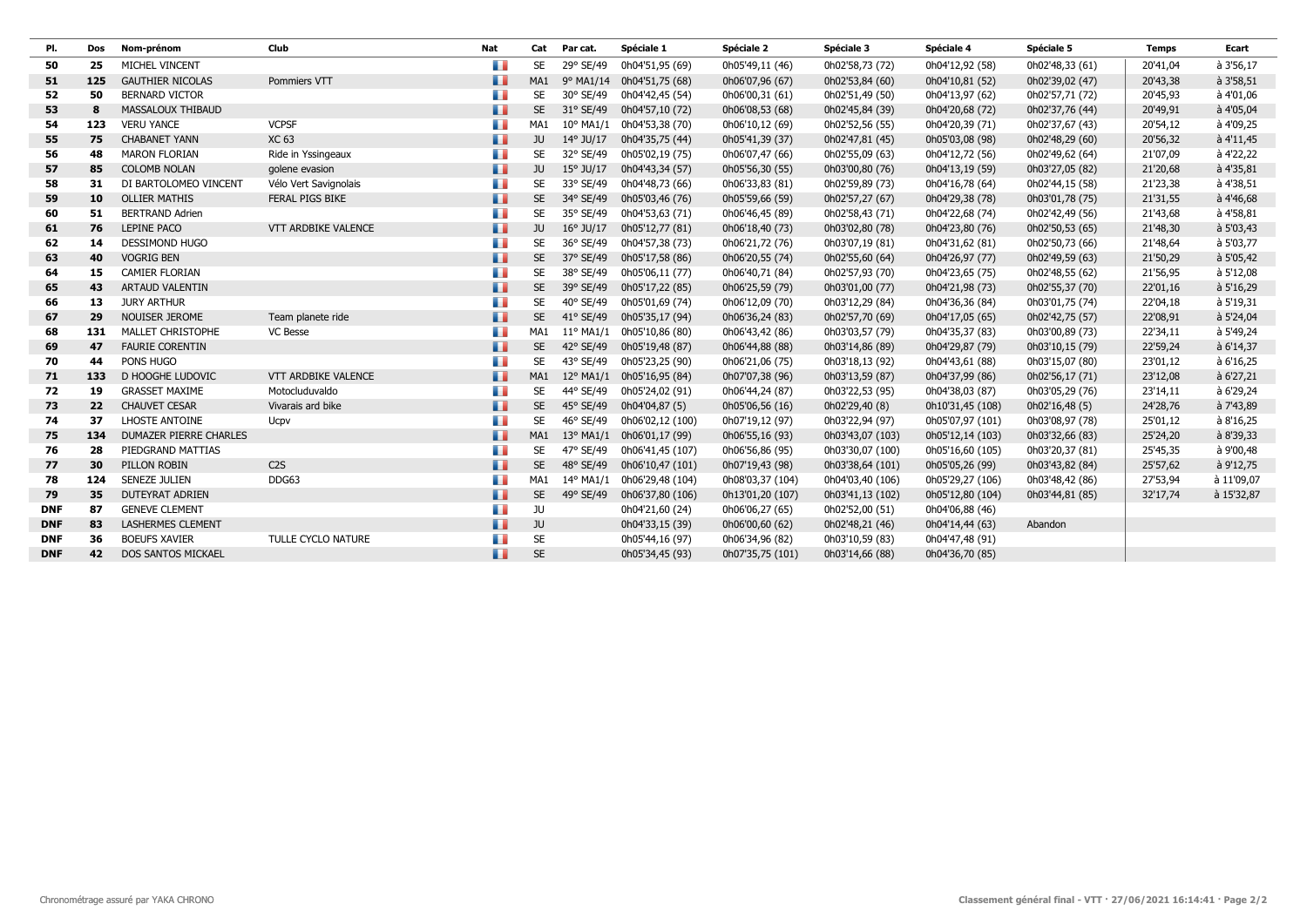| Pl. | Dos | Nom-prénom | Club | Nat | Cat | Par cat. | Spéciale 1 | Spéciale 2 | Spéciale 3 | Spéciale 4 | Spéciale 5 | Temps | Ecart |
|---|---|---|---|---|---|---|---|---|---|---|---|---|---|
| 50 | 25 | MICHEL VINCENT | | | SE | 29° SE/49 | 0h04'51,95 (69) | 0h05'49,11 (46) | 0h02'58,73 (72) | 0h04'12,92 (58) | 0h02'48,33 (61) | 20'41,04 | à 3'56,17 |
| 51 | 125 | GAUTHIER NICOLAS | Pommiers VTT | | MA1 | 9° MA1/14 | 0h04'51,75 (68) | 0h06'07,96 (67) | 0h02'53,84 (60) | 0h04'10,81 (52) | 0h02'39,02 (47) | 20'43,38 | à 3'58,51 |
| 52 | 50 | BERNARD VICTOR | | | SE | 30° SE/49 | 0h04'42,45 (54) | 0h06'00,31 (61) | 0h02'51,49 (50) | 0h04'13,97 (62) | 0h02'57,71 (72) | 20'45,93 | à 4'01,06 |
| 53 | 8 | MASSALOUX THIBAUD | | | SE | 31° SE/49 | 0h04'57,10 (72) | 0h06'08,53 (68) | 0h02'45,84 (39) | 0h04'20,68 (72) | 0h02'37,76 (44) | 20'49,91 | à 4'05,04 |
| 54 | 123 | VERU YANCE | VCPSF | | MA1 | 10° MA1/1 | 0h04'53,38 (70) | 0h06'10,12 (69) | 0h02'52,56 (55) | 0h04'20,39 (71) | 0h02'37,67 (43) | 20'54,12 | à 4'09,25 |
| 55 | 75 | CHABANET YANN | XC 63 | | JU | 14° JU/17 | 0h04'35,75 (44) | 0h05'41,39 (37) | 0h02'47,81 (45) | 0h05'03,08 (98) | 0h02'48,29 (60) | 20'56,32 | à 4'11,45 |
| 56 | 48 | MARON FLORIAN | Ride in Yssingeaux | | SE | 32° SE/49 | 0h05'02,19 (75) | 0h06'07,47 (66) | 0h02'55,09 (63) | 0h04'12,72 (56) | 0h02'49,62 (64) | 21'07,09 | à 4'22,22 |
| 57 | 85 | COLOMB NOLAN | golene evasion | | JU | 15° JU/17 | 0h04'43,34 (57) | 0h05'56,30 (55) | 0h03'00,80 (76) | 0h04'13,19 (59) | 0h03'27,05 (82) | 21'20,68 | à 4'35,81 |
| 58 | 31 | DI BARTOLOMEO VINCENT | Vélo Vert Savignolais | | SE | 33° SE/49 | 0h04'48,73 (66) | 0h06'33,83 (81) | 0h02'59,89 (73) | 0h04'16,78 (64) | 0h02'44,15 (58) | 21'23,38 | à 4'38,51 |
| 59 | 10 | OLLIER MATHIS | FERAL PIGS BIKE | | SE | 34° SE/49 | 0h05'03,46 (76) | 0h05'59,66 (59) | 0h02'57,27 (67) | 0h04'29,38 (78) | 0h03'01,78 (75) | 21'31,55 | à 4'46,68 |
| 60 | 51 | BERTRAND Adrien | | | SE | 35° SE/49 | 0h04'53,63 (71) | 0h06'46,45 (89) | 0h02'58,43 (71) | 0h04'22,68 (74) | 0h02'42,49 (56) | 21'43,68 | à 4'58,81 |
| 61 | 76 | LEPINE PACO | VTT ARDBIKE VALENCE | | JU | 16° JU/17 | 0h05'12,77 (81) | 0h06'18,40 (73) | 0h03'02,80 (78) | 0h04'23,80 (76) | 0h02'50,53 (65) | 21'48,30 | à 5'03,43 |
| 62 | 14 | DESSIMOND HUGO | | | SE | 36° SE/49 | 0h04'57,38 (73) | 0h06'21,72 (76) | 0h03'07,19 (81) | 0h04'31,62 (81) | 0h02'50,73 (66) | 21'48,64 | à 5'03,77 |
| 63 | 40 | VOGRIG BEN | | | SE | 37° SE/49 | 0h05'17,58 (86) | 0h06'20,55 (74) | 0h02'55,60 (64) | 0h04'26,97 (77) | 0h02'49,59 (63) | 21'50,29 | à 5'05,42 |
| 64 | 15 | CAMIER FLORIAN | | | SE | 38° SE/49 | 0h05'06,11 (77) | 0h06'40,71 (84) | 0h02'57,93 (70) | 0h04'23,65 (75) | 0h02'48,55 (62) | 21'56,95 | à 5'12,08 |
| 65 | 43 | ARTAUD VALENTIN | | | SE | 39° SE/49 | 0h05'17,22 (85) | 0h06'25,59 (79) | 0h03'01,00 (77) | 0h04'21,98 (73) | 0h02'55,37 (70) | 22'01,16 | à 5'16,29 |
| 66 | 13 | JURY ARTHUR | | | SE | 40° SE/49 | 0h05'01,69 (74) | 0h06'12,09 (70) | 0h03'12,29 (84) | 0h04'36,36 (84) | 0h03'01,75 (74) | 22'04,18 | à 5'19,31 |
| 67 | 29 | NOUISER JEROME | Team planete ride | | SE | 41° SE/49 | 0h05'35,17 (94) | 0h06'36,24 (83) | 0h02'57,70 (69) | 0h04'17,05 (65) | 0h02'42,75 (57) | 22'08,91 | à 5'24,04 |
| 68 | 131 | MALLET CHRISTOPHE | VC Besse | | MA1 | 11° MA1/1 | 0h05'10,86 (80) | 0h06'43,42 (86) | 0h03'03,57 (79) | 0h04'35,37 (83) | 0h03'00,89 (73) | 22'34,11 | à 5'49,24 |
| 69 | 47 | FAURIE CORENTIN | | | SE | 42° SE/49 | 0h05'19,48 (87) | 0h06'44,88 (88) | 0h03'14,86 (89) | 0h04'29,87 (79) | 0h03'10,15 (79) | 22'59,24 | à 6'14,37 |
| 70 | 44 | PONS HUGO | | | SE | 43° SE/49 | 0h05'23,25 (90) | 0h06'21,06 (75) | 0h03'18,13 (92) | 0h04'43,61 (88) | 0h03'15,07 (80) | 23'01,12 | à 6'16,25 |
| 71 | 133 | D HOOGHE LUDOVIC | VTT ARDBIKE VALENCE | | MA1 | 12° MA1/1 | 0h05'16,95 (84) | 0h07'07,38 (96) | 0h03'13,59 (87) | 0h04'37,99 (86) | 0h02'56,17 (71) | 23'12,08 | à 6'27,21 |
| 72 | 19 | GRASSET MAXIME | Motocluduvaldo | | SE | 44° SE/49 | 0h05'24,02 (91) | 0h06'44,29 (87) | 0h03'22,55 (95) | 0h04'38,03 (87) | 0h03'05,29 (76) | 23'14,11 | à 6'29,24 |
| 73 | 22 | CHAUVET CESAR | Vivarais ard bike | | SE | 45° SE/49 | 0h04'04,87 (5) | 0h05'06,56 (16) | 0h02'29,40 (8) | 0h10'31,45 (108) | 0h02'16,48 (5) | 24'28,76 | à 7'43,89 |
| 74 | 37 | LHOSTE ANTOINE | Ucpv | | SE | 46° SE/49 | 0h06'02,12 (100) | 0h07'19,12 (97) | 0h03'22,94 (97) | 0h05'07,97 (101) | 0h03'08,97 (78) | 25'01,12 | à 8'16,25 |
| 75 | 134 | DUMAZER PIERRE CHARLES | | | MA1 | 13° MA1/1 | 0h06'01,17 (99) | 0h06'55,16 (93) | 0h03'43,07 (103) | 0h05'12,14 (103) | 0h03'32,66 (83) | 25'24,20 | à 8'39,33 |
| 76 | 28 | PIEDGRAND MATTIAS | | | SE | 47° SE/49 | 0h06'41,45 (107) | 0h06'56,86 (95) | 0h03'30,07 (100) | 0h05'16,60 (105) | 0h03'20,37 (81) | 25'45,35 | à 9'00,48 |
| 77 | 30 | PILLON ROBIN | C2S | | SE | 48° SE/49 | 0h06'10,47 (101) | 0h07'19,43 (98) | 0h03'38,64 (101) | 0h05'05,26 (99) | 0h03'43,82 (84) | 25'57,62 | à 9'12,75 |
| 78 | 124 | SENEZE JULIEN | DDG63 | | MA1 | 14° MA1/1 | 0h06'29,48 (104) | 0h08'03,37 (104) | 0h04'03,40 (106) | 0h05'29,27 (106) | 0h03'48,42 (86) | 27'53,94 | à 11'09,07 |
| 79 | 35 | DUTEYRAT ADRIEN | | | SE | 49° SE/49 | 0h06'37,80 (106) | 0h13'01,20 (107) | 0h03'41,13 (102) | 0h05'12,80 (104) | 0h03'44,81 (85) | 32'17,74 | à 15'32,87 |
| DNF | 87 | GENEVE CLEMENT | | | JU | | 0h04'21,60 (24) | 0h06'06,27 (65) | 0h02'52,00 (51) | 0h04'06,88 (46) | | | |
| DNF | 83 | LASHERMES CLEMENT | | | JU | | 0h04'33,15 (39) | 0h06'00,60 (62) | 0h02'48,21 (46) | 0h04'14,44 (63) | Abandon | | |
| DNF | 36 | BOEUFS XAVIER | TULLE CYCLO NATURE | | SE | | 0h05'44,16 (97) | 0h06'34,96 (82) | 0h03'10,59 (83) | 0h04'47,48 (91) | | | |
| DNF | 42 | DOS SANTOS MICKAEL | | | SE | | 0h05'34,45 (93) | 0h07'35,75 (101) | 0h03'14,66 (88) | 0h04'36,70 (85) | | | |

Chronométrage assuré par YAKA CHRONO

Classement général final - VTT · 27/06/2021 16:14:41